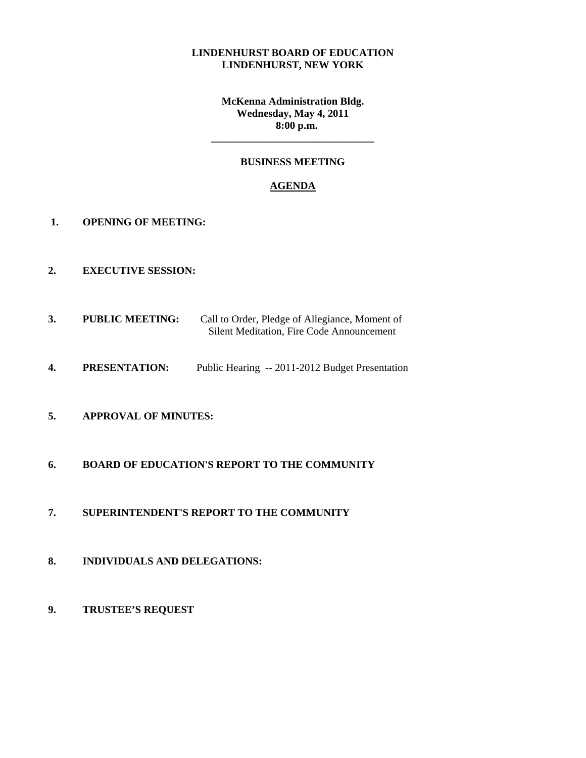# LINDENHURST BOARD OF EDUCATION
# LINDENHURST, NEW YORK

**McKenna Administration Bldg.**
**Wednesday, May 4, 2011**
**8:00 p.m.**

---

## BUSINESS MEETING

## AGENDA

1. **OPENING OF MEETING:**

2. **EXECUTIVE SESSION:**

3. **PUBLIC MEETING:** Call to Order, Pledge of Allegiance, Moment of Silent Meditation, Fire Code Announcement

4. **PRESENTATION:** Public Hearing -- 2011-2012 Budget Presentation

5. **APPROVAL OF MINUTES:**

6. **BOARD OF EDUCATION'S REPORT TO THE COMMUNITY**

7. **SUPERINTENDENT'S REPORT TO THE COMMUNITY**

8. **INDIVIDUALS AND DELEGATIONS:**

9. **TRUSTEE'S REQUEST**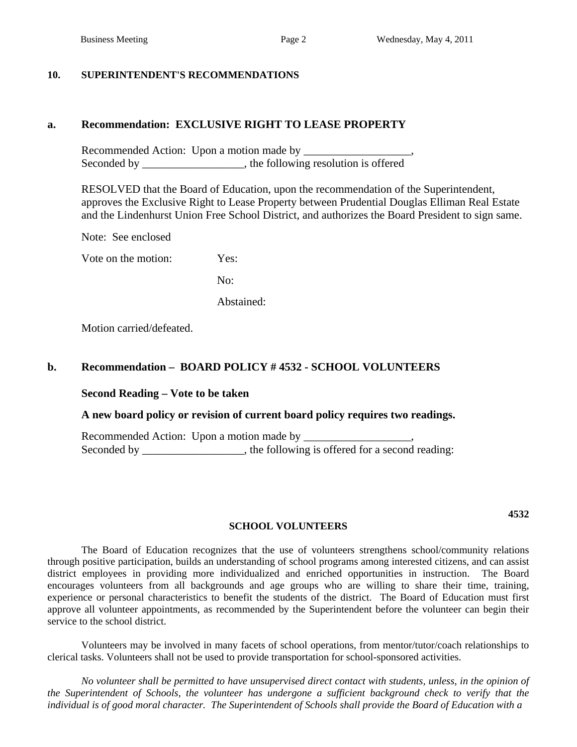## 10. SUPERINTENDENT'S RECOMMENDATIONS

### a. Recommendation: EXCLUSIVE RIGHT TO LEASE PROPERTY

Recommended Action: Upon a motion made by ___________________,
Seconded by __________________, the following resolution is offered

RESOLVED that the Board of Education, upon the recommendation of the Superintendent, approves the Exclusive Right to Lease Property between Prudential Douglas Elliman Real Estate and the Lindenhurst Union Free School District, and authorizes the Board President to sign same.

Note: See enclosed

Vote on the motion: Yes:

No:

Abstained:

Motion carried/defeated.

### b. Recommendation – BOARD POLICY # 4532 - SCHOOL VOLUNTEERS

**Second Reading – Vote to be taken**

**A new board policy or revision of current board policy requires two readings.**

Recommended Action: Upon a motion made by ___________________,
Seconded by __________________, the following is offered for a second reading:

**4532**

**SCHOOL VOLUNTEERS**

The Board of Education recognizes that the use of volunteers strengthens school/community relations through positive participation, builds an understanding of school programs among interested citizens, and can assist district employees in providing more individualized and enriched opportunities in instruction. The Board encourages volunteers from all backgrounds and age groups who are willing to share their time, training, experience or personal characteristics to benefit the students of the district. The Board of Education must first approve all volunteer appointments, as recommended by the Superintendent before the volunteer can begin their service to the school district.

Volunteers may be involved in many facets of school operations, from mentor/tutor/coach relationships to clerical tasks. Volunteers shall not be used to provide transportation for school-sponsored activities.

*No volunteer shall be permitted to have unsupervised direct contact with students, unless, in the opinion of the Superintendent of Schools, the volunteer has undergone a sufficient background check to verify that the individual is of good moral character. The Superintendent of Schools shall provide the Board of Education with a*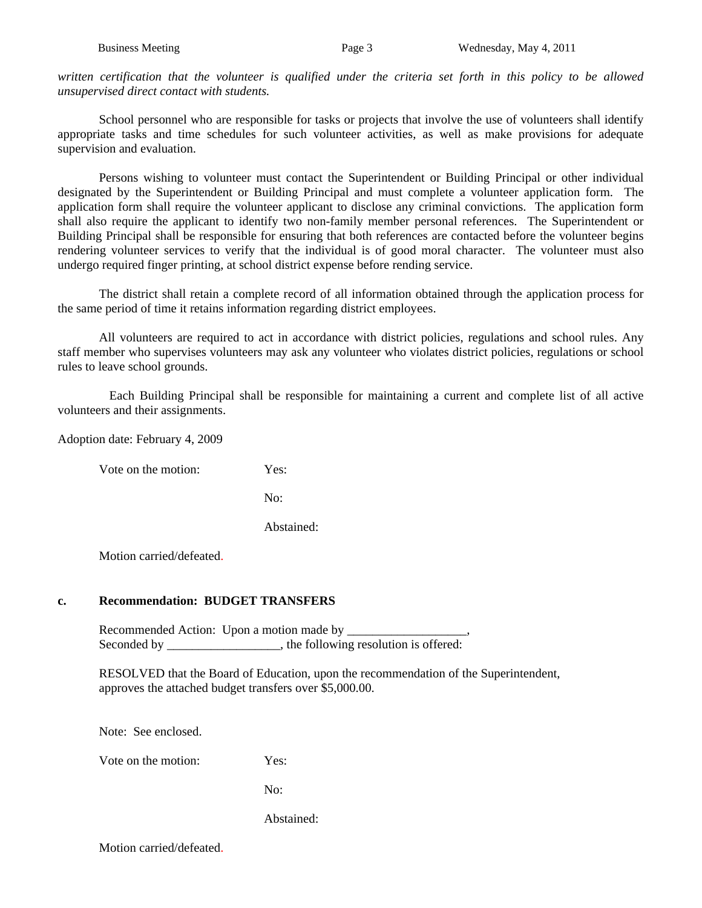*written certification that the volunteer is qualified under the criteria set forth in this policy to be allowed unsupervised direct contact with students.*

School personnel who are responsible for tasks or projects that involve the use of volunteers shall identify appropriate tasks and time schedules for such volunteer activities, as well as make provisions for adequate supervision and evaluation.

Persons wishing to volunteer must contact the Superintendent or Building Principal or other individual designated by the Superintendent or Building Principal and must complete a volunteer application form. The application form shall require the volunteer applicant to disclose any criminal convictions. The application form shall also require the applicant to identify two non-family member personal references. The Superintendent or Building Principal shall be responsible for ensuring that both references are contacted before the volunteer begins rendering volunteer services to verify that the individual is of good moral character. The volunteer must also undergo required finger printing, at school district expense before rending service.

The district shall retain a complete record of all information obtained through the application process for the same period of time it retains information regarding district employees.

All volunteers are required to act in accordance with district policies, regulations and school rules. Any staff member who supervises volunteers may ask any volunteer who violates district policies, regulations or school rules to leave school grounds.

Each Building Principal shall be responsible for maintaining a current and complete list of all active volunteers and their assignments.

Adoption date: February 4, 2009

Vote on the motion: Yes:

No:

Abstained:

Motion carried/defeated.

**c. Recommendation: BUDGET TRANSFERS**

Recommended Action: Upon a motion made by ___________________,
Seconded by __________________, the following resolution is offered:

RESOLVED that the Board of Education, upon the recommendation of the Superintendent, approves the attached budget transfers over $5,000.00.

Note: See enclosed.

Vote on the motion: Yes:

No:

Abstained:

Motion carried/defeated.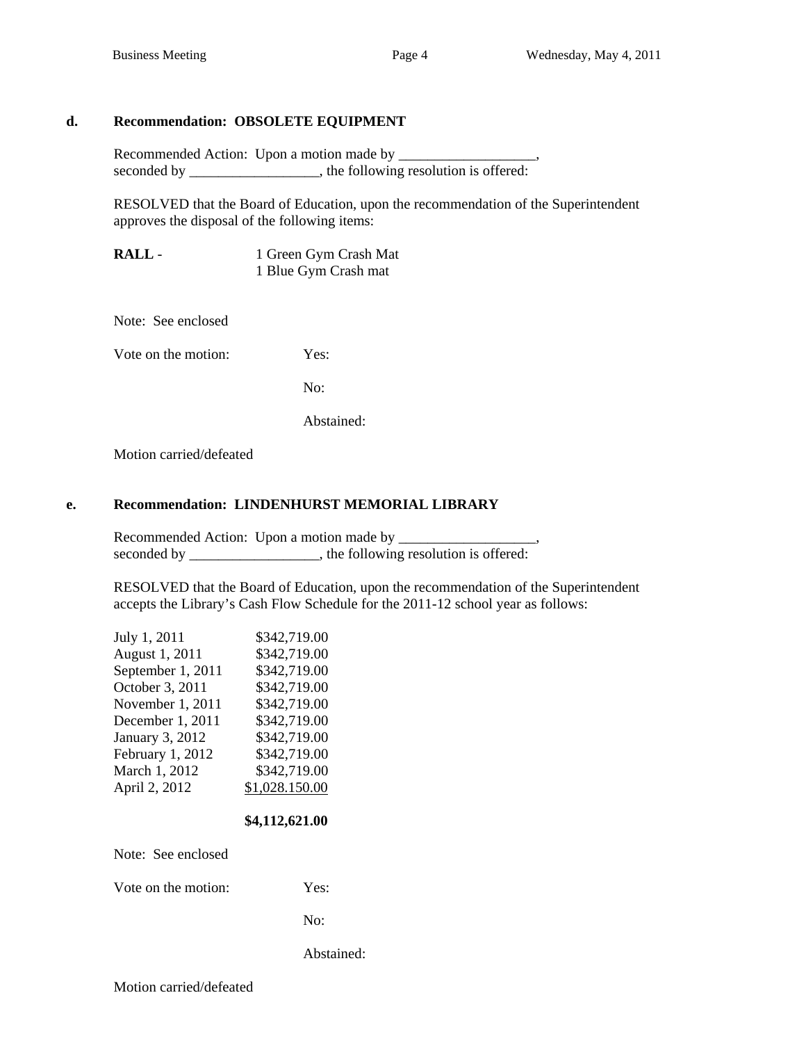**d. Recommendation: OBSOLETE EQUIPMENT**

Recommended Action: Upon a motion made by ___________________, seconded by __________________, the following resolution is offered:

RESOLVED that the Board of Education, upon the recommendation of the Superintendent approves the disposal of the following items:

**RALL** - 1 Green Gym Crash Mat
1 Blue Gym Crash mat

Note: See enclosed

Vote on the motion: Yes:

No:

Abstained:

Motion carried/defeated

**e. Recommendation: LINDENHURST MEMORIAL LIBRARY**

Recommended Action: Upon a motion made by ___________________, seconded by __________________, the following resolution is offered:

RESOLVED that the Board of Education, upon the recommendation of the Superintendent accepts the Library's Cash Flow Schedule for the 2011-12 school year as follows:

| | |
|---|---|
| July 1, 2011 | $342,719.00 |
| August 1, 2011 | $342,719.00 |
| September 1, 2011 | $342,719.00 |
| October 3, 2011 | $342,719.00 |
| November 1, 2011 | $342,719.00 |
| December 1, 2011 | $342,719.00 |
| January 3, 2012 | $342,719.00 |
| February 1, 2012 | $342,719.00 |
| March 1, 2012 | $342,719.00 |
| April 2, 2012 | $1,028,150.00 |
| | **$4,112,621.00** |

Note: See enclosed

Vote on the motion: Yes:

No:

Abstained:

Motion carried/defeated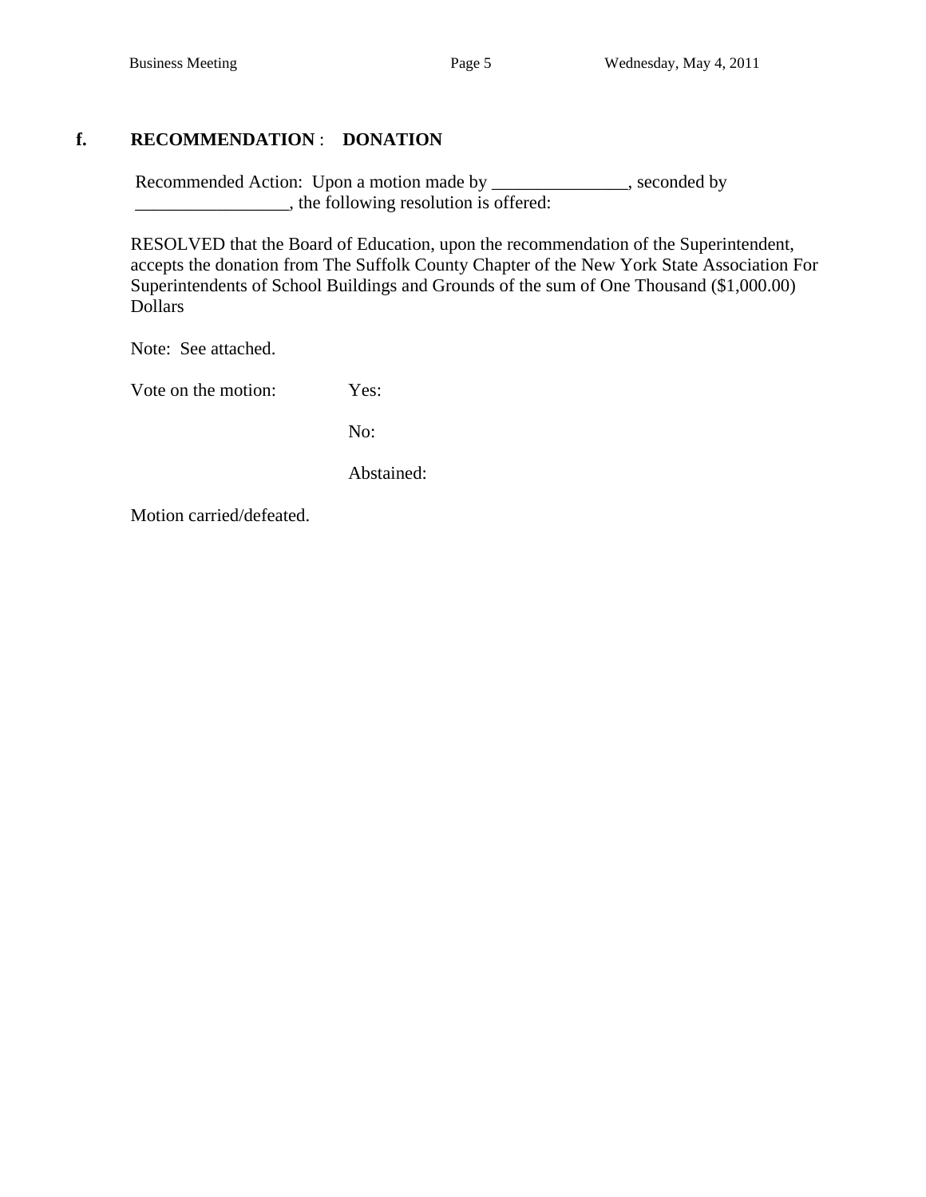## f. **RECOMMENDATION** : **DONATION**

Recommended Action: Upon a motion made by _______________, seconded by _________________, the following resolution is offered:

RESOLVED that the Board of Education, upon the recommendation of the Superintendent, accepts the donation from The Suffolk County Chapter of the New York State Association For Superintendents of School Buildings and Grounds of the sum of One Thousand ($1,000.00) Dollars

Note: See attached.

Vote on the motion: Yes:

No:

Abstained:

Motion carried/defeated.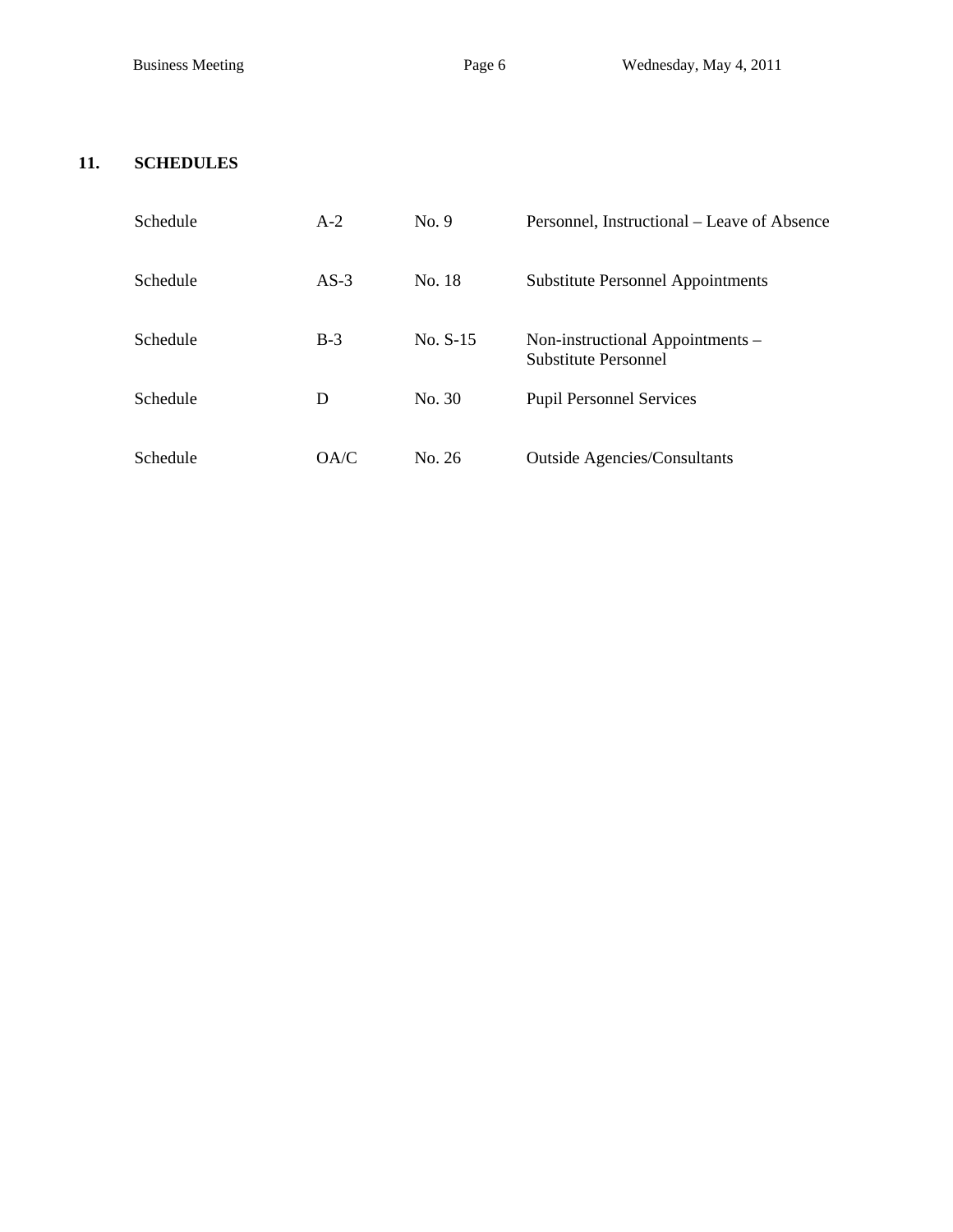## 11. SCHEDULES

| | | | |
|---|---|---|---|
| Schedule | A-2 | No. 9 | Personnel, Instructional – Leave of Absence |
| Schedule | AS-3 | No. 18 | Substitute Personnel Appointments |
| Schedule | B-3 | No. S-15 | Non-instructional Appointments – Substitute Personnel |
| Schedule | D | No. 30 | Pupil Personnel Services |
| Schedule | OA/C | No. 26 | Outside Agencies/Consultants |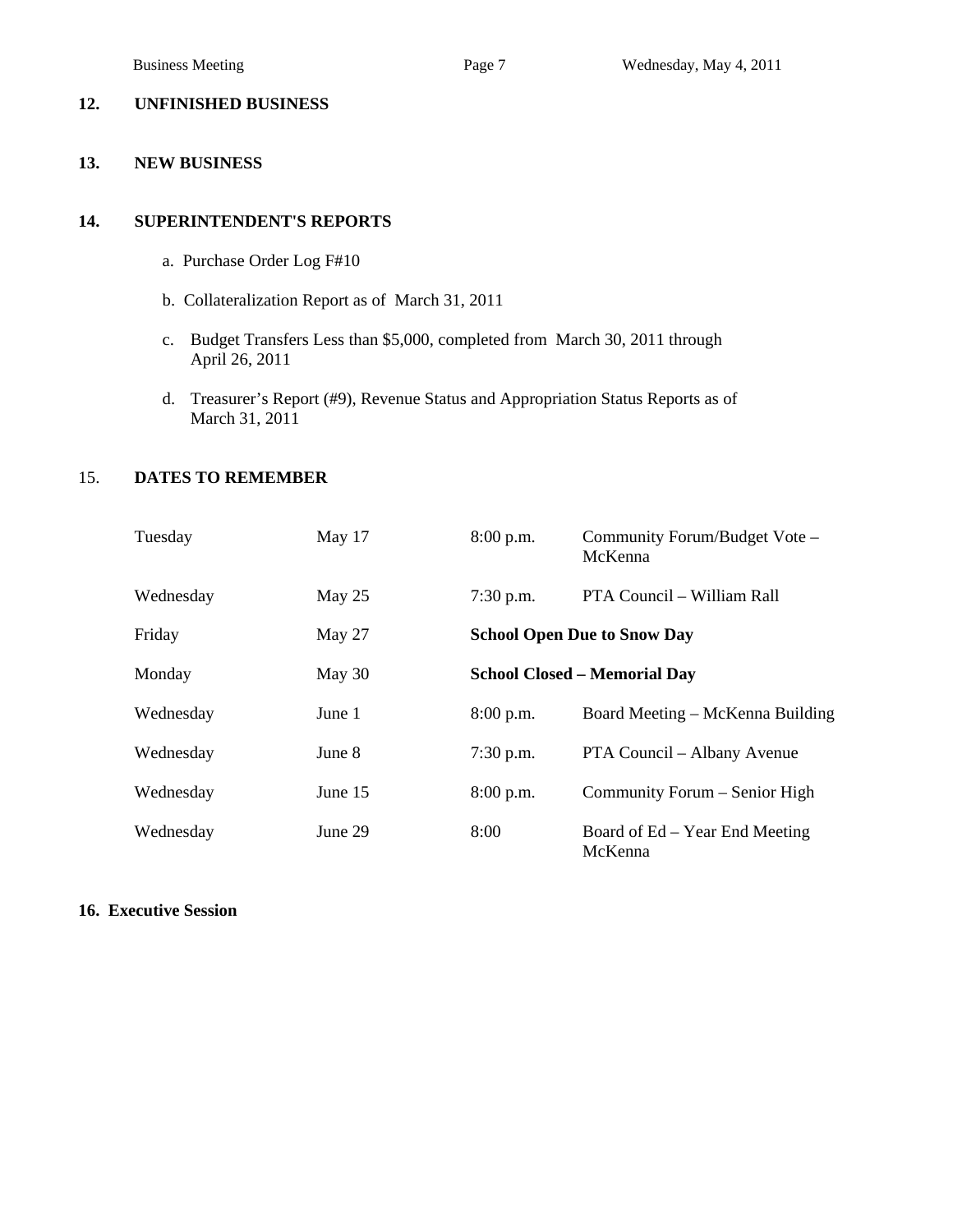**12. UNFINISHED BUSINESS**

**13. NEW BUSINESS**

**14. SUPERINTENDENT'S REPORTS**

a. Purchase Order Log F#10

b. Collateralization Report as of March 31, 2011

c. Budget Transfers Less than $5,000, completed from March 30, 2011 through April 26, 2011

d. Treasurer's Report (#9), Revenue Status and Appropriation Status Reports as of March 31, 2011

15. **DATES TO REMEMBER**

| | | | |
|---|---|---|---|
| Tuesday | May 17 | 8:00 p.m. | Community Forum/Budget Vote – McKenna |
| Wednesday | May 25 | 7:30 p.m. | PTA Council – William Rall |
| Friday | May 27 | **School Open Due to Snow Day** | |
| Monday | May 30 | **School Closed – Memorial Day** | |
| Wednesday | June 1 | 8:00 p.m. | Board Meeting – McKenna Building |
| Wednesday | June 8 | 7:30 p.m. | PTA Council – Albany Avenue |
| Wednesday | June 15 | 8:00 p.m. | Community Forum – Senior High |
| Wednesday | June 29 | 8:00 | Board of Ed – Year End Meeting McKenna |

**16. Executive Session**